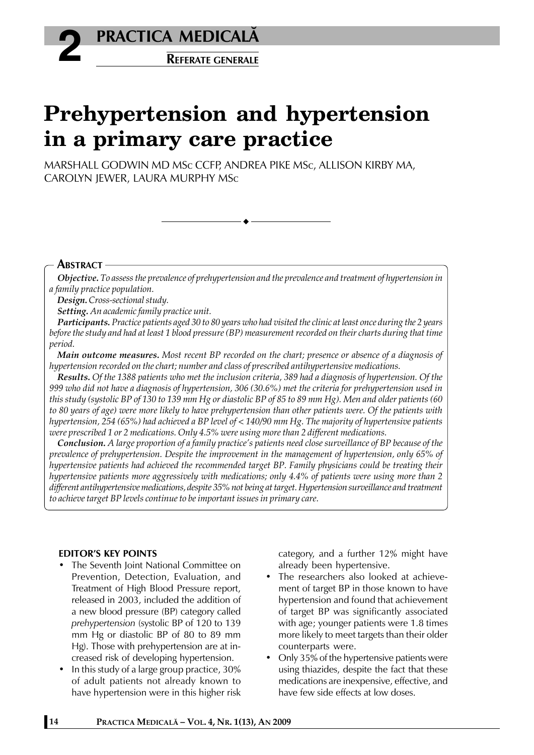# Prehypertension and hypertension in a primary care practice

MARSHALL GODWIN MD MSc CCFP, ANDREA PIKE MSc, ALLISON KIRBY MA, CAROLYN JEWER, LAURA MURPHY MSc

## Abstract

***Objective.*** *To assess the prevalence of prehypertension and the prevalence and treatment of hypertension in a family practice population.*

***Design.*** *Cross-sectional study.*

***Setting.*** *An academic family practice unit.*

***Participants.*** *Practice patients aged 30 to 80 years who had visited the clinic at least once during the 2 years before the study and had at least 1 blood pressure (BP) measurement recorded on their charts during that time period.*

***Main outcome measures.*** *Most recent BP recorded on the chart; presence or absence of a diagnosis of hypertension recorded on the chart; number and class of prescribed antihypertensive medications.*

***Results.*** *Of the 1388 patients who met the inclusion criteria, 389 had a diagnosis of hypertension. Of the 999 who did not have a diagnosis of hypertension, 306 (30.6%) met the criteria for prehypertension used in this study (systolic BP of 130 to 139 mm Hg or diastolic BP of 85 to 89 mm Hg). Men and older patients (60 to 80 years of age) were more likely to have prehypertension than other patients were. Of the patients with hypertension, 254 (65%) had achieved a BP level of < 140/90 mm Hg. The majority of hypertensive patients were prescribed 1 or 2 medications. Only 4.5% were using more than 2 different medications.*

***Conclusion.*** *A large proportion of a family practice's patients need close surveillance of BP because of the prevalence of prehypertension. Despite the improvement in the management of hypertension, only 65% of hypertensive patients had achieved the recommended target BP. Family physicians could be treating their hypertensive patients more aggressively with medications; only 4.4% of patients were using more than 2 different antihypertensive medications, despite 35% not being at target. Hypertension surveillance and treatment to achieve target BP levels continue to be important issues in primary care.*

### EDITOR'S KEY POINTS

- The Seventh Joint National Committee on Prevention, Detection, Evaluation, and Treatment of High Blood Pressure report, released in 2003, included the addition of a new blood pressure (BP) category called *prehypertension* (systolic BP of 120 to 139 mm Hg or diastolic BP of 80 to 89 mm Hg). Those with prehypertension are at increased risk of developing hypertension.
- In this study of a large group practice, 30% of adult patients not already known to have hypertension were in this higher risk category, and a further 12% might have already been hypertensive.
- The researchers also looked at achievement of target BP in those known to have hypertension and found that achievement of target BP was significantly associated with age; younger patients were 1.8 times more likely to meet targets than their older counterparts were.
- Only 35% of the hypertensive patients were using thiazides, despite the fact that these medications are inexpensive, effective, and have few side effects at low doses.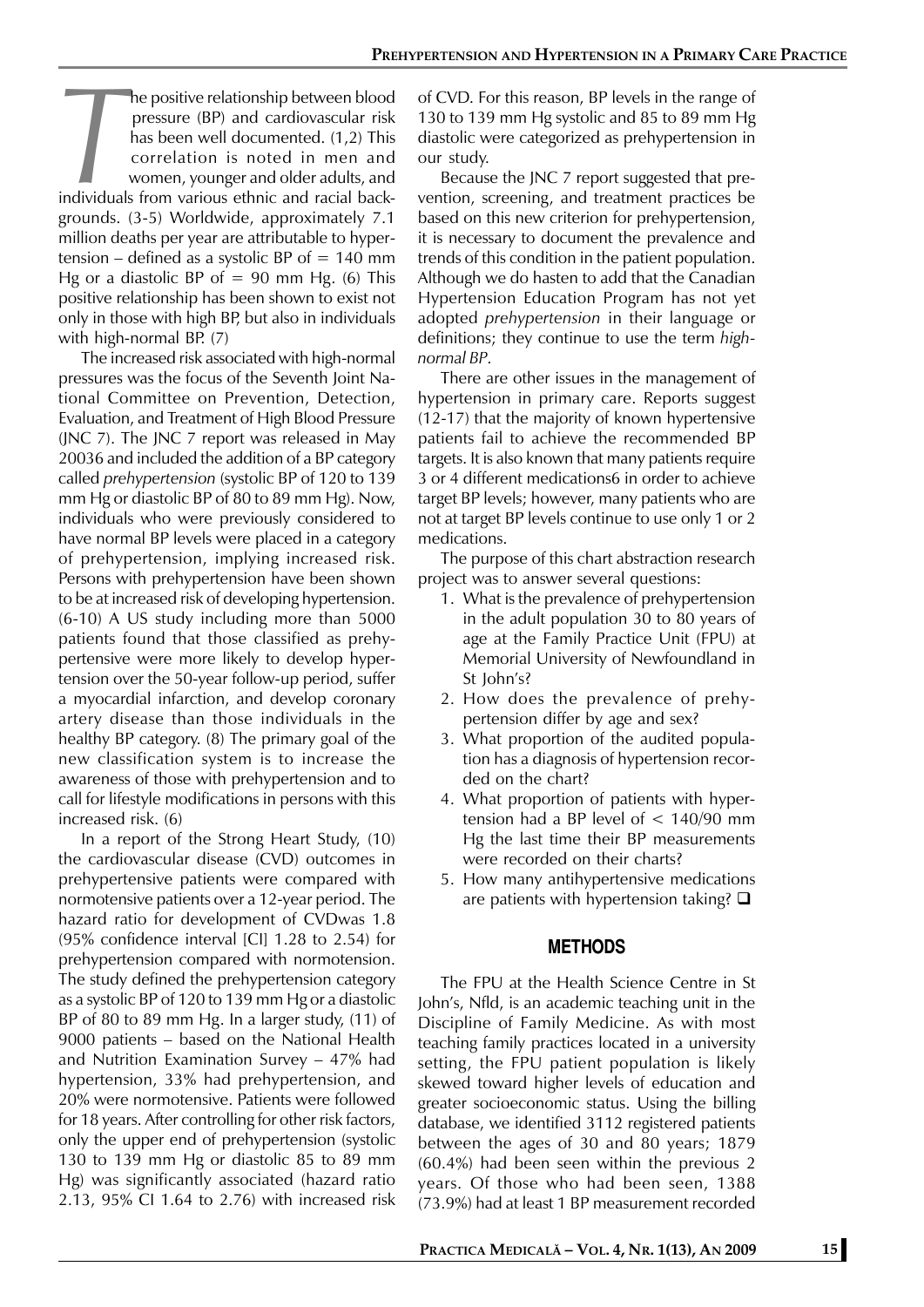The positive relationship between blood pressure (BP) and cardiovascular risk has been well documented. (1,2) This correlation is noted in men and women, younger and older adults, and individuals from various ethnic and racial backgrounds. (3-5) Worldwide, approximately 7.1 million deaths per year are attributable to hypertension – defined as a systolic BP of = 140 mm Hg or a diastolic BP of = 90 mm Hg. (6) This positive relationship has been shown to exist not only in those with high BP, but also in individuals with high-normal BP. (7)

The increased risk associated with high-normal pressures was the focus of the Seventh Joint National Committee on Prevention, Detection, Evaluation, and Treatment of High Blood Pressure (JNC 7). The JNC 7 report was released in May 20036 and included the addition of a BP category called *prehypertension* (systolic BP of 120 to 139 mm Hg or diastolic BP of 80 to 89 mm Hg). Now, individuals who were previously considered to have normal BP levels were placed in a category of prehypertension, implying increased risk. Persons with prehypertension have been shown to be at increased risk of developing hypertension. (6-10) A US study including more than 5000 patients found that those classified as prehypertensive were more likely to develop hypertension over the 50-year follow-up period, suffer a myocardial infarction, and develop coronary artery disease than those individuals in the healthy BP category. (8) The primary goal of the new classification system is to increase the awareness of those with prehypertension and to call for lifestyle modifications in persons with this increased risk. (6)

In a report of the Strong Heart Study, (10) the cardiovascular disease (CVD) outcomes in prehypertensive patients were compared with normotensive patients over a 12-year period. The hazard ratio for development of CVDwas 1.8 (95% confidence interval [CI] 1.28 to 2.54) for prehypertension compared with normotension. The study defined the prehypertension category as a systolic BP of 120 to 139 mm Hg or a diastolic BP of 80 to 89 mm Hg. In a larger study, (11) of 9000 patients – based on the National Health and Nutrition Examination Survey – 47% had hypertension, 33% had prehypertension, and 20% were normotensive. Patients were followed for 18 years. After controlling for other risk factors, only the upper end of prehypertension (systolic 130 to 139 mm Hg or diastolic 85 to 89 mm Hg) was significantly associated (hazard ratio 2.13, 95% CI 1.64 to 2.76) with increased risk of CVD. For this reason, BP levels in the range of 130 to 139 mm Hg systolic and 85 to 89 mm Hg diastolic were categorized as prehypertension in our study.

Because the JNC 7 report suggested that prevention, screening, and treatment practices be based on this new criterion for prehypertension, it is necessary to document the prevalence and trends of this condition in the patient population. Although we do hasten to add that the Canadian Hypertension Education Program has not yet adopted *prehypertension* in their language or definitions; they continue to use the term *high-normal BP*.

There are other issues in the management of hypertension in primary care. Reports suggest (12-17) that the majority of known hypertensive patients fail to achieve the recommended BP targets. It is also known that many patients require 3 or 4 different medications6 in order to achieve target BP levels; however, many patients who are not at target BP levels continue to use only 1 or 2 medications.

The purpose of this chart abstraction research project was to answer several questions:

1. What is the prevalence of prehypertension in the adult population 30 to 80 years of age at the Family Practice Unit (FPU) at Memorial University of Newfoundland in St John's?
2. How does the prevalence of prehypertension differ by age and sex?
3. What proportion of the audited population has a diagnosis of hypertension recorded on the chart?
4. What proportion of patients with hypertension had a BP level of < 140/90 mm Hg the last time their BP measurements were recorded on their charts?
5. How many antihypertensive medications are patients with hypertension taking? ❑

## METHODS

The FPU at the Health Science Centre in St John's, Nfld, is an academic teaching unit in the Discipline of Family Medicine. As with most teaching family practices located in a university setting, the FPU patient population is likely skewed toward higher levels of education and greater socioeconomic status. Using the billing database, we identified 3112 registered patients between the ages of 30 and 80 years; 1879 (60.4%) had been seen within the previous 2 years. Of those who had been seen, 1388 (73.9%) had at least 1 BP measurement recorded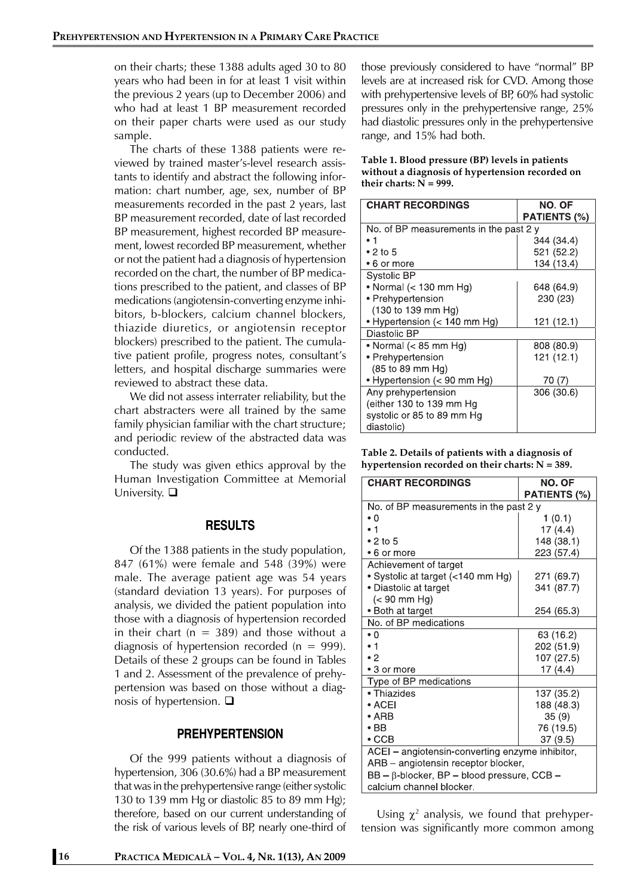on their charts; these 1388 adults aged 30 to 80 years who had been in for at least 1 visit within the previous 2 years (up to December 2006) and who had at least 1 BP measurement recorded on their paper charts were used as our study sample.

The charts of these 1388 patients were reviewed by trained master's-level research assistants to identify and abstract the following information: chart number, age, sex, number of BP measurements recorded in the past 2 years, last BP measurement recorded, date of last recorded BP measurement, highest recorded BP measurement, lowest recorded BP measurement, whether or not the patient had a diagnosis of hypertension recorded on the chart, the number of BP medications prescribed to the patient, and classes of BP medications (angiotensin-converting enzyme inhibitors, b-blockers, calcium channel blockers, thiazide diuretics, or angiotensin receptor blockers) prescribed to the patient. The cumulative patient profile, progress notes, consultant's letters, and hospital discharge summaries were reviewed to abstract these data.

We did not assess interrater reliability, but the chart abstracters were all trained by the same family physician familiar with the chart structure; and periodic review of the abstracted data was conducted.

The study was given ethics approval by the Human Investigation Committee at Memorial University. ❑

## RESULTS

Of the 1388 patients in the study population, 847 (61%) were female and 548 (39%) were male. The average patient age was 54 years (standard deviation 13 years). For purposes of analysis, we divided the patient population into those with a diagnosis of hypertension recorded in their chart (n = 389) and those without a diagnosis of hypertension recorded (n = 999). Details of these 2 groups can be found in Tables 1 and 2. Assessment of the prevalence of prehypertension was based on those without a diagnosis of hypertension. ❑

## PREHYPERTENSION

Of the 999 patients without a diagnosis of hypertension, 306 (30.6%) had a BP measurement that was in the prehypertensive range (either systolic 130 to 139 mm Hg or diastolic 85 to 89 mm Hg); therefore, based on our current understanding of the risk of various levels of BP, nearly one-third of those previously considered to have "normal" BP levels are at increased risk for CVD. Among those with prehypertensive levels of BP, 60% had systolic pressures only in the prehypertensive range, 25% had diastolic pressures only in the prehypertensive range, and 15% had both.

**Table 1. Blood pressure (BP) levels in patients without a diagnosis of hypertension recorded on their charts: N = 999.**

| CHART RECORDINGS | NO. OF PATIENTS (%) |
|---|---|
| No. of BP measurements in the past 2 y | |
| • 1 | 344 (34.4) |
| • 2 to 5 | 521 (52.2) |
| • 6 or more | 134 (13.4) |
| Systolic BP | |
| • Normal (< 130 mm Hg) | 648 (64.9) |
| • Prehypertension (130 to 139 mm Hg) | 230 (23) |
| • Hypertension (< 140 mm Hg) | 121 (12.1) |
| Diastolic BP | |
| • Normal (< 85 mm Hg) | 808 (80.9) |
| • Prehypertension (85 to 89 mm Hg) | 121 (12.1) |
| • Hypertension (< 90 mm Hg) | 70 (7) |
| Any prehypertension (either 130 to 139 mm Hg systolic or 85 to 89 mm Hg diastolic) | 306 (30.6) |

**Table 2. Details of patients with a diagnosis of hypertension recorded on their charts: N = 389.**

| CHART RECORDINGS | NO. OF PATIENTS (%) |
|---|---|
| No. of BP measurements in the past 2 y | |
| • 0 | 1 (0.1) |
| • 1 | 17 (4.4) |
| • 2 to 5 | 148 (38.1) |
| • 6 or more | 223 (57.4) |
| Achievement of target | |
| • Systolic at target (<140 mm Hg) | 271 (69.7) |
| • Diastolic at target (< 90 mm Hg) | 341 (87.7) |
| • Both at target | 254 (65.3) |
| No. of BP medications | |
| • 0 | 63 (16.2) |
| • 1 | 202 (51.9) |
| • 2 | 107 (27.5) |
| • 3 or more | 17 (4.4) |
| Type of BP medications | |
| • Thiazides | 137 (35.2) |
| • ACEI | 188 (48.3) |
| • ARB | 35 (9) |
| • BB | 76 (19.5) |
| • CCB | 37 (9.5) |

ACEI – angiotensin-converting enzyme inhibitor, ARB – angiotensin receptor blocker, BB – β-blocker, BP – blood pressure, CCB – calcium channel blocker.

Using $\chi^2$ analysis, we found that prehypertension was significantly more common among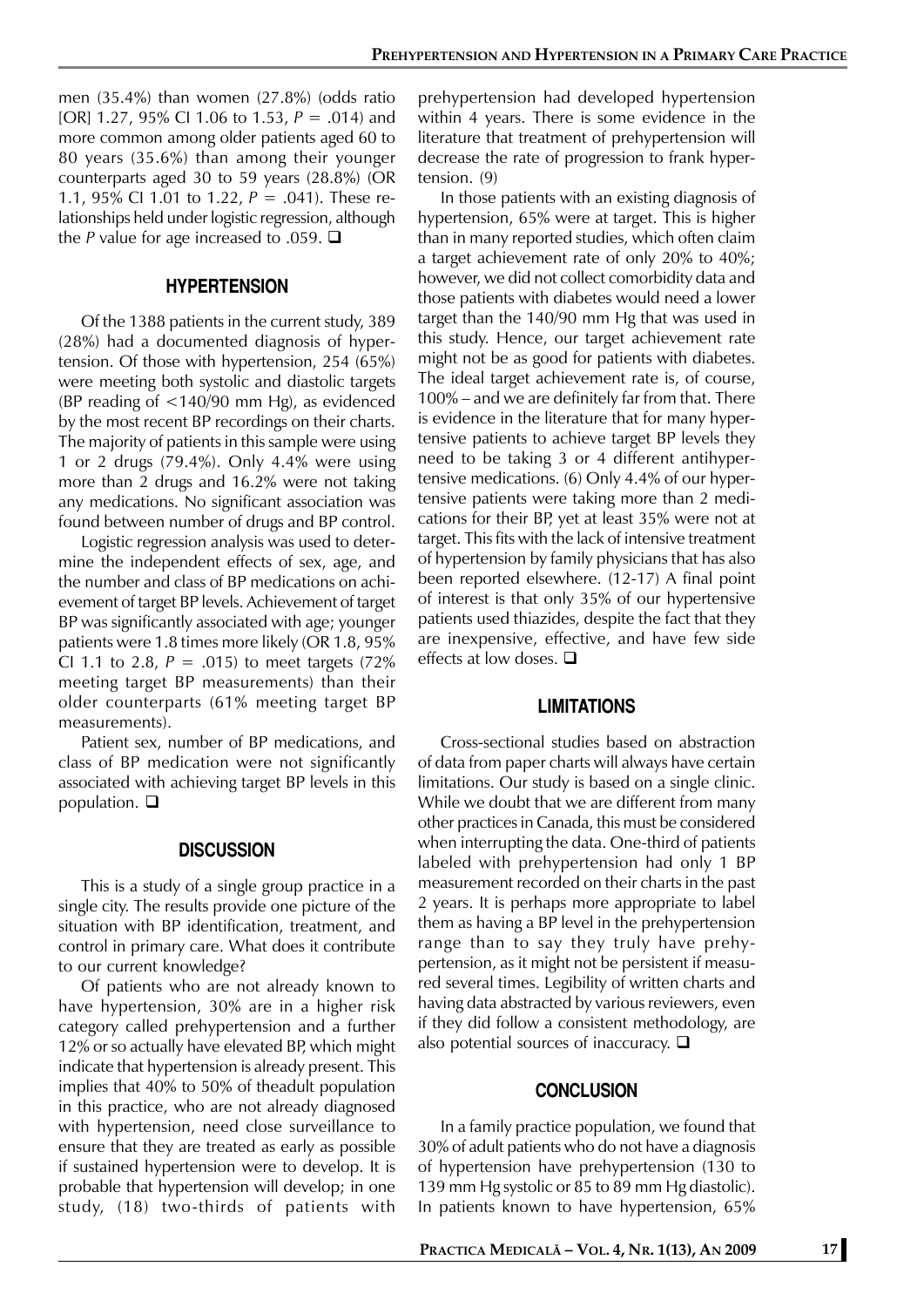men (35.4%) than women (27.8%) (odds ratio [OR] 1.27, 95% CI 1.06 to 1.53, $P = .014$) and more common among older patients aged 60 to 80 years (35.6%) than among their younger counterparts aged 30 to 59 years (28.8%) (OR 1.1, 95% CI 1.01 to 1.22, $P = .041$). These relationships held under logistic regression, although the $P$ value for age increased to .059. ❑

## HYPERTENSION

Of the 1388 patients in the current study, 389 (28%) had a documented diagnosis of hypertension. Of those with hypertension, 254 (65%) were meeting both systolic and diastolic targets (BP reading of <140/90 mm Hg), as evidenced by the most recent BP recordings on their charts. The majority of patients in this sample were using 1 or 2 drugs (79.4%). Only 4.4% were using more than 2 drugs and 16.2% were not taking any medications. No significant association was found between number of drugs and BP control.

Logistic regression analysis was used to determine the independent effects of sex, age, and the number and class of BP medications on achievement of target BP levels. Achievement of target BP was significantly associated with age; younger patients were 1.8 times more likely (OR 1.8, 95% CI 1.1 to 2.8, $P = .015$) to meet targets (72% meeting target BP measurements) than their older counterparts (61% meeting target BP measurements).

Patient sex, number of BP medications, and class of BP medication were not significantly associated with achieving target BP levels in this population. ❑

## DISCUSSION

This is a study of a single group practice in a single city. The results provide one picture of the situation with BP identification, treatment, and control in primary care. What does it contribute to our current knowledge?

Of patients who are not already known to have hypertension, 30% are in a higher risk category called prehypertension and a further 12% or so actually have elevated BP, which might indicate that hypertension is already present. This implies that 40% to 50% of theadult population in this practice, who are not already diagnosed with hypertension, need close surveillance to ensure that they are treated as early as possible if sustained hypertension were to develop. It is probable that hypertension will develop; in one study, (18) two-thirds of patients with prehypertension had developed hypertension within 4 years. There is some evidence in the literature that treatment of prehypertension will decrease the rate of progression to frank hypertension. (9)

In those patients with an existing diagnosis of hypertension, 65% were at target. This is higher than in many reported studies, which often claim a target achievement rate of only 20% to 40%; however, we did not collect comorbidity data and those patients with diabetes would need a lower target than the 140/90 mm Hg that was used in this study. Hence, our target achievement rate might not be as good for patients with diabetes. The ideal target achievement rate is, of course, 100% – and we are definitely far from that. There is evidence in the literature that for many hypertensive patients to achieve target BP levels they need to be taking 3 or 4 different antihypertensive medications. (6) Only 4.4% of our hypertensive patients were taking more than 2 medications for their BP, yet at least 35% were not at target. This fits with the lack of intensive treatment of hypertension by family physicians that has also been reported elsewhere. (12-17) A final point of interest is that only 35% of our hypertensive patients used thiazides, despite the fact that they are inexpensive, effective, and have few side effects at low doses. ❑

## LIMITATIONS

Cross-sectional studies based on abstraction of data from paper charts will always have certain limitations. Our study is based on a single clinic. While we doubt that we are different from many other practices in Canada, this must be considered when interrupting the data. One-third of patients labeled with prehypertension had only 1 BP measurement recorded on their charts in the past 2 years. It is perhaps more appropriate to label them as having a BP level in the prehypertension range than to say they truly have prehypertension, as it might not be persistent if measured several times. Legibility of written charts and having data abstracted by various reviewers, even if they did follow a consistent methodology, are also potential sources of inaccuracy. ❑

## CONCLUSION

In a family practice population, we found that 30% of adult patients who do not have a diagnosis of hypertension have prehypertension (130 to 139 mm Hg systolic or 85 to 89 mm Hg diastolic). In patients known to have hypertension, 65%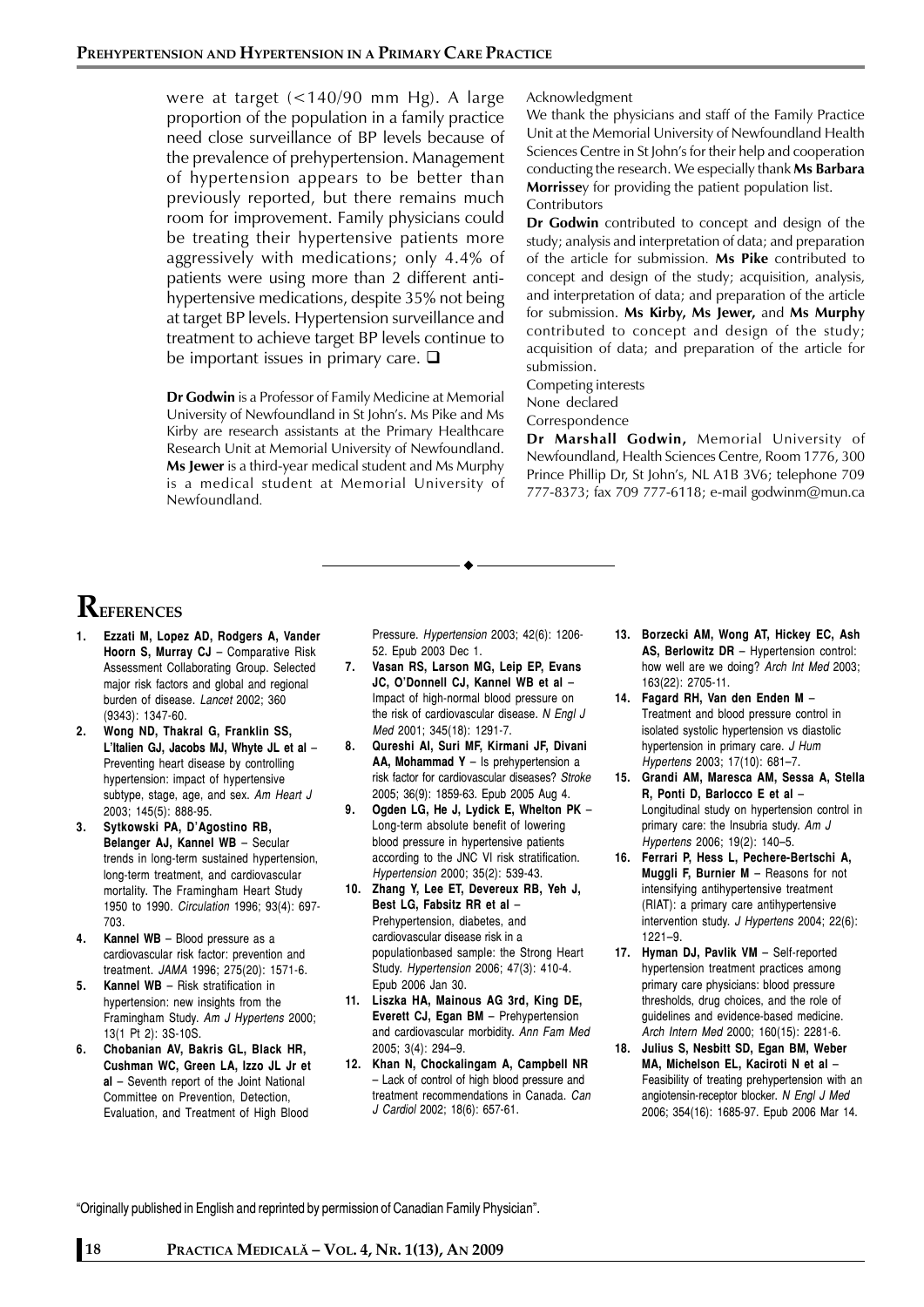were at target (<140/90 mm Hg). A large proportion of the population in a family practice need close surveillance of BP levels because of the prevalence of prehypertension. Management of hypertension appears to be better than previously reported, but there remains much room for improvement. Family physicians could be treating their hypertensive patients more aggressively with medications; only 4.4% of patients were using more than 2 different anti-hypertensive medications, despite 35% not being at target BP levels. Hypertension surveillance and treatment to achieve target BP levels continue to be important issues in primary care. ❑

**Dr Godwin** is a Professor of Family Medicine at Memorial University of Newfoundland in St John's. Ms Pike and Ms Kirby are research assistants at the Primary Healthcare Research Unit at Memorial University of Newfoundland. **Ms Jewer** is a third-year medical student and Ms Murphy is a medical student at Memorial University of Newfoundland.

Acknowledgment

We thank the physicians and staff of the Family Practice Unit at the Memorial University of Newfoundland Health Sciences Centre in St John's for their help and cooperation conducting the research. We especially thank **Ms Barbara Morrisse**y for providing the patient population list.

Contributors

**Dr Godwin** contributed to concept and design of the study; analysis and interpretation of data; and preparation of the article for submission. **Ms Pike** contributed to concept and design of the study; acquisition, analysis, and interpretation of data; and preparation of the article for submission. **Ms Kirby, Ms Jewer,** and **Ms Murphy** contributed to concept and design of the study; acquisition of data; and preparation of the article for submission.

Competing interests

None declared

Correspondence

**Dr Marshall Godwin,** Memorial University of Newfoundland, Health Sciences Centre, Room 1776, 300 Prince Phillip Dr, St John's, NL A1B 3V6; telephone 709 777-8373; fax 709 777-6118; e-mail godwinm@mun.ca

## References

1. **Ezzati M, Lopez AD, Rodgers A, Vander Hoorn S, Murray CJ** – Comparative Risk Assessment Collaborating Group. Selected major risk factors and global and regional burden of disease. *Lancet* 2002; 360 (9343): 1347-60.
2. **Wong ND, Thakral G, Franklin SS, L'Italien GJ, Jacobs MJ, Whyte JL et al** – Preventing heart disease by controlling hypertension: impact of hypertensive subtype, stage, age, and sex. *Am Heart J* 2003; 145(5): 888-95.
3. **Sytkowski PA, D'Agostino RB, Belanger AJ, Kannel WB** – Secular trends in long-term sustained hypertension, long-term treatment, and cardiovascular mortality. The Framingham Heart Study 1950 to 1990. *Circulation* 1996; 93(4): 697-703.
4. **Kannel WB** – Blood pressure as a cardiovascular risk factor: prevention and treatment. *JAMA* 1996; 275(20): 1571-6.
5. **Kannel WB** – Risk stratification in hypertension: new insights from the Framingham Study. *Am J Hypertens* 2000; 13(1 Pt 2): 3S-10S.
6. **Chobanian AV, Bakris GL, Black HR, Cushman WC, Green LA, Izzo JL Jr et al** – Seventh report of the Joint National Committee on Prevention, Detection, Evaluation, and Treatment of High Blood Pressure. *Hypertension* 2003; 42(6): 1206-52. Epub 2003 Dec 1.
7. **Vasan RS, Larson MG, Leip EP, Evans JC, O'Donnell CJ, Kannel WB et al** – Impact of high-normal blood pressure on the risk of cardiovascular disease. *N Engl J Med* 2001; 345(18): 1291-7.
8. **Qureshi AI, Suri MF, Kirmani JF, Divani AA, Mohammad Y** – Is prehypertension a risk factor for cardiovascular diseases? *Stroke* 2005; 36(9): 1859-63. Epub 2005 Aug 4.
9. **Ogden LG, He J, Lydick E, Whelton PK** – Long-term absolute benefit of lowering blood pressure in hypertensive patients according to the JNC VI risk stratification. *Hypertension* 2000; 35(2): 539-43.
10. **Zhang Y, Lee ET, Devereux RB, Yeh J, Best LG, Fabsitz RR et al** – Prehypertension, diabetes, and cardiovascular disease risk in a populationbased sample: the Strong Heart Study. *Hypertension* 2006; 47(3): 410-4. Epub 2006 Jan 30.
11. **Liszka HA, Mainous AG 3rd, King DE, Everett CJ, Egan BM** – Prehypertension and cardiovascular morbidity. *Ann Fam Med* 2005; 3(4): 294–9.
12. **Khan N, Chockalingam A, Campbell NR** – Lack of control of high blood pressure and treatment recommendations in Canada. *Can J Cardiol* 2002; 18(6): 657-61.
13. **Borzecki AM, Wong AT, Hickey EC, Ash AS, Berlowitz DR** – Hypertension control: how well are we doing? *Arch Int Med* 2003; 163(22): 2705-11.
14. **Fagard RH, Van den Enden M** – Treatment and blood pressure control in isolated systolic hypertension vs diastolic hypertension in primary care. *J Hum Hypertens* 2003; 17(10): 681–7.
15. **Grandi AM, Maresca AM, Sessa A, Stella R, Ponti D, Barlocco E et al** – Longitudinal study on hypertension control in primary care: the Insubria study. *Am J Hypertens* 2006; 19(2): 140–5.
16. **Ferrari P, Hess L, Pechere-Bertschi A, Muggli F, Burnier M** – Reasons for not intensifying antihypertensive treatment (RIAT): a primary care antihypertensive intervention study. *J Hypertens* 2004; 22(6): 1221–9.
17. **Hyman DJ, Pavlik VM** – Self-reported hypertension treatment practices among primary care physicians: blood pressure thresholds, drug choices, and the role of guidelines and evidence-based medicine. *Arch Intern Med* 2000; 160(15): 2281-6.
18. **Julius S, Nesbitt SD, Egan BM, Weber MA, Michelson EL, Kaciroti N et al** – Feasibility of treating prehypertension with an angiotensin-receptor blocker. *N Engl J Med* 2006; 354(16): 1685-97. Epub 2006 Mar 14.

"Originally published in English and reprinted by permission of Canadian Family Physician".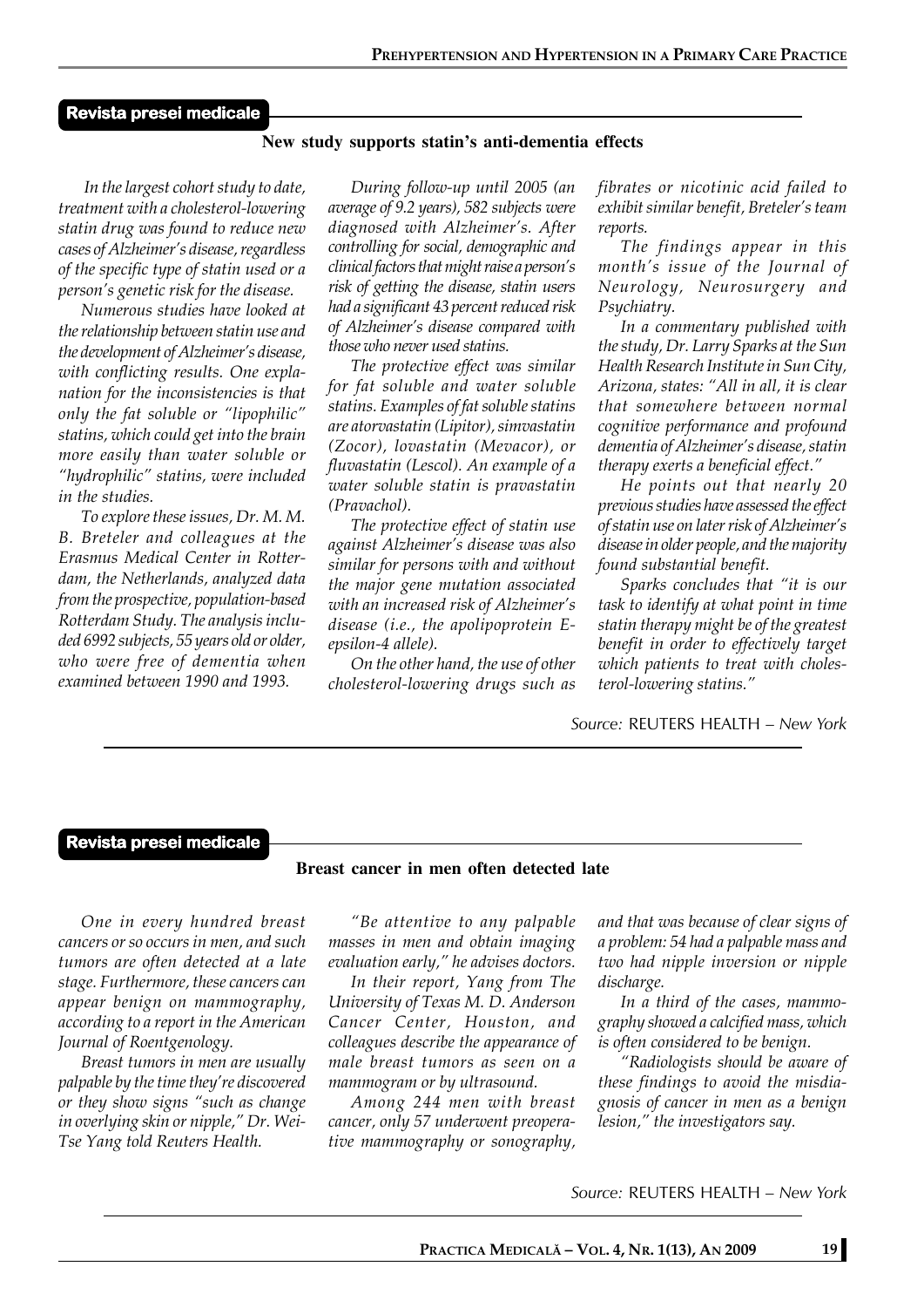## Revista presei medicale

### New study supports statin's anti-dementia effects

*In the largest cohort study to date, treatment with a cholesterol-lowering statin drug was found to reduce new cases of Alzheimer's disease, regardless of the specific type of statin used or a person's genetic risk for the disease.*

*Numerous studies have looked at the relationship between statin use and the development of Alzheimer's disease, with conflicting results. One explanation for the inconsistencies is that only the fat soluble or "lipophilic" statins, which could get into the brain more easily than water soluble or "hydrophilic" statins, were included in the studies.*

*To explore these issues, Dr. M. M. B. Breteler and colleagues at the Erasmus Medical Center in Rotterdam, the Netherlands, analyzed data from the prospective, population-based Rotterdam Study. The analysis included 6992 subjects, 55 years old or older, who were free of dementia when examined between 1990 and 1993.*

*During follow-up until 2005 (an average of 9.2 years), 582 subjects were diagnosed with Alzheimer's. After controlling for social, demographic and clinical factors that might raise a person's risk of getting the disease, statin users had a significant 43 percent reduced risk of Alzheimer's disease compared with those who never used statins.*

*The protective effect was similar for fat soluble and water soluble statins. Examples of fat soluble statins are atorvastatin (Lipitor), simvastatin (Zocor), lovastatin (Mevacor), or fluvastatin (Lescol). An example of a water soluble statin is pravastatin (Pravachol).*

*The protective effect of statin use against Alzheimer's disease was also similar for persons with and without the major gene mutation associated with an increased risk of Alzheimer's disease (i.e., the apolipoprotein E-epsilon-4 allele).*

*On the other hand, the use of other cholesterol-lowering drugs such as fibrates or nicotinic acid failed to exhibit similar benefit, Breteler's team reports.*

*The findings appear in this month's issue of the Journal of Neurology, Neurosurgery and Psychiatry.*

*In a commentary published with the study, Dr. Larry Sparks at the Sun Health Research Institute in Sun City, Arizona, states: "All in all, it is clear that somewhere between normal cognitive performance and profound dementia of Alzheimer's disease, statin therapy exerts a beneficial effect."*

*He points out that nearly 20 previous studies have assessed the effect of statin use on later risk of Alzheimer's disease in older people, and the majority found substantial benefit.*

*Sparks concludes that "it is our task to identify at what point in time statin therapy might be of the greatest benefit in order to effectively target which patients to treat with cholesterol-lowering statins."*

*Source:* REUTERS HEALTH – *New York*

## Revista presei medicale

### Breast cancer in men often detected late

*One in every hundred breast cancers or so occurs in men, and such tumors are often detected at a late stage. Furthermore, these cancers can appear benign on mammography, according to a report in the American Journal of Roentgenology.*

*Breast tumors in men are usually palpable by the time they're discovered or they show signs "such as change in overlying skin or nipple," Dr. Wei-Tse Yang told Reuters Health.*

*"Be attentive to any palpable masses in men and obtain imaging evaluation early," he advises doctors.*

*In their report, Yang from The University of Texas M. D. Anderson Cancer Center, Houston, and colleagues describe the appearance of male breast tumors as seen on a mammogram or by ultrasound.*

*Among 244 men with breast cancer, only 57 underwent preoperative mammography or sonography, and that was because of clear signs of a problem: 54 had a palpable mass and two had nipple inversion or nipple discharge.*

*In a third of the cases, mammography showed a calcified mass, which is often considered to be benign.*

*"Radiologists should be aware of these findings to avoid the misdiagnosis of cancer in men as a benign lesion," the investigators say.*

*Source:* REUTERS HEALTH – *New York*